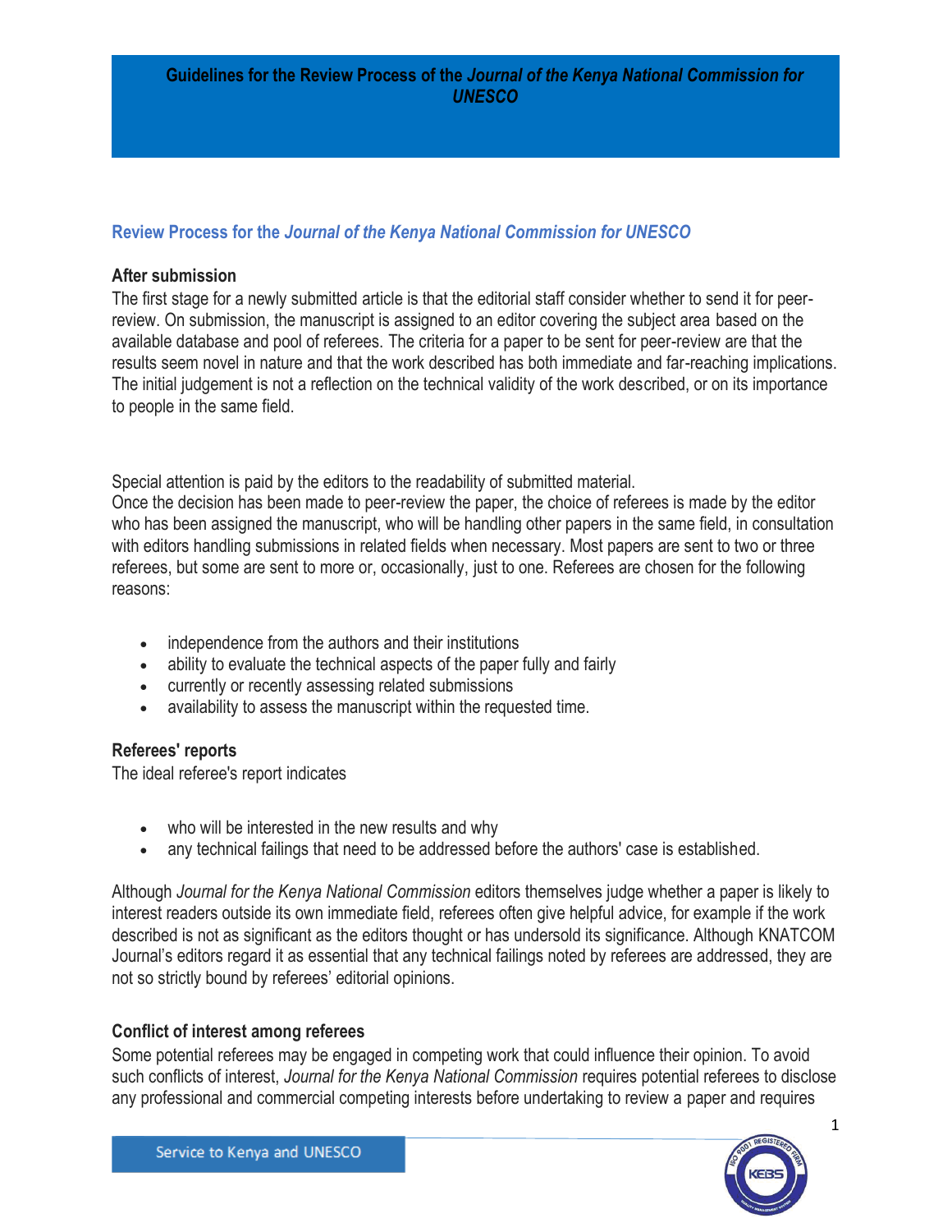# Guidelines for the Review Process of the *Journal of the Kenya National Commission for UNESCO*

## Review Process for the *Journal of the Kenya National Commission for UNESCO*

### After submission

The first stage for a newly submitted article is that the editorial staff consider whether to send it for peer-review. On submission, the manuscript is assigned to an editor covering the subject area based on the available database and pool of referees. The criteria for a paper to be sent for peer-review are that the results seem novel in nature and that the work described has both immediate and far-reaching implications. The initial judgement is not a reflection on the technical validity of the work described, or on its importance to people in the same field.

Special attention is paid by the editors to the readability of submitted material.
Once the decision has been made to peer-review the paper, the choice of referees is made by the editor who has been assigned the manuscript, who will be handling other papers in the same field, in consultation with editors handling submissions in related fields when necessary. Most papers are sent to two or three referees, but some are sent to more or, occasionally, just to one. Referees are chosen for the following reasons:

- independence from the authors and their institutions
- ability to evaluate the technical aspects of the paper fully and fairly
- currently or recently assessing related submissions
- availability to assess the manuscript within the requested time.

### Referees' reports

The ideal referee's report indicates

- who will be interested in the new results and why
- any technical failings that need to be addressed before the authors' case is established.

Although *Journal for the Kenya National Commission* editors themselves judge whether a paper is likely to interest readers outside its own immediate field, referees often give helpful advice, for example if the work described is not as significant as the editors thought or has undersold its significance. Although KNATCOM Journal's editors regard it as essential that any technical failings noted by referees are addressed, they are not so strictly bound by referees' editorial opinions.

### Conflict of interest among referees

Some potential referees may be engaged in competing work that could influence their opinion. To avoid such conflicts of interest, *Journal for the Kenya National Commission* requires potential referees to disclose any professional and commercial competing interests before undertaking to review a paper and requires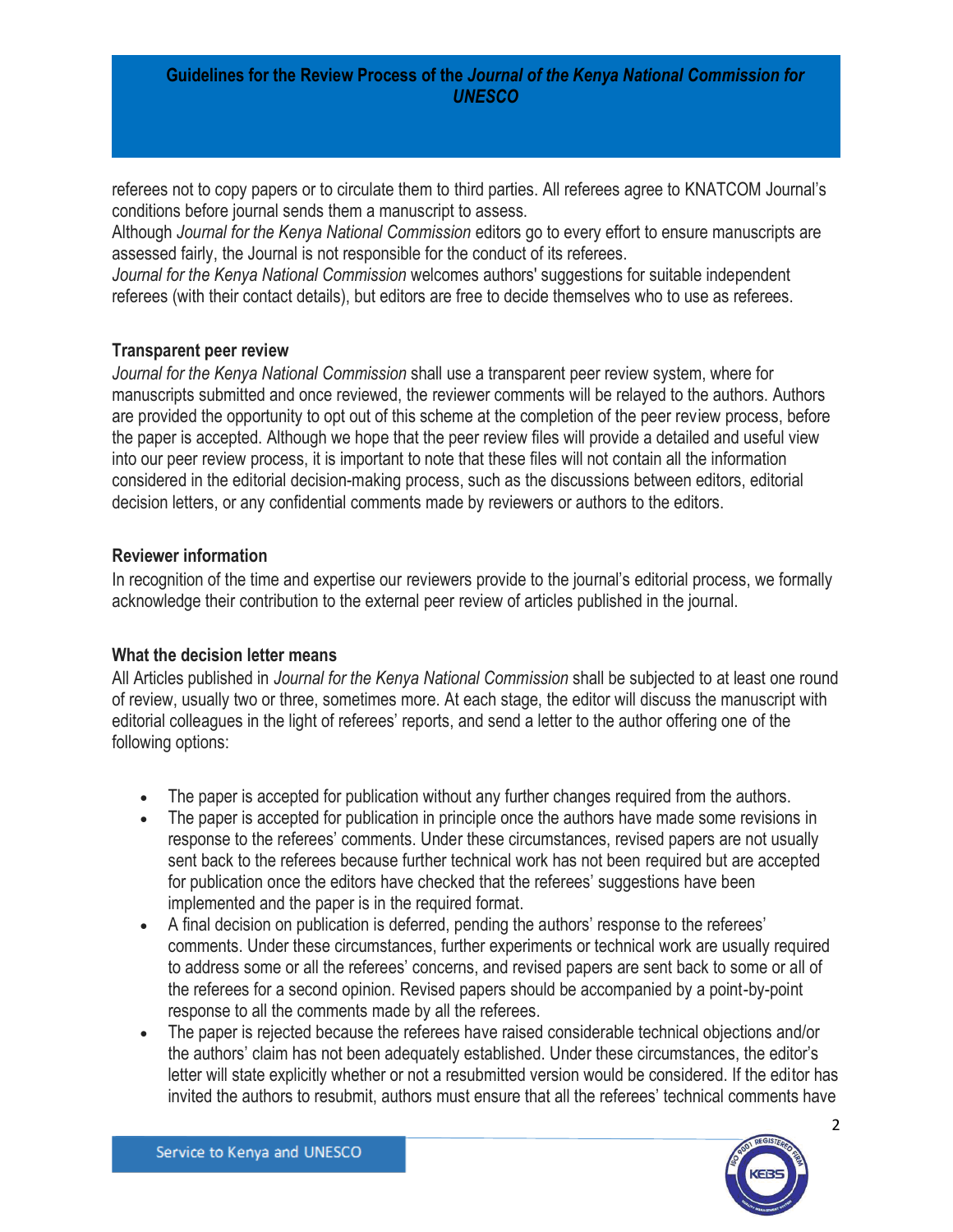referees not to copy papers or to circulate them to third parties. All referees agree to KNATCOM Journal's conditions before journal sends them a manuscript to assess.

Although *Journal for the Kenya National Commission* editors go to every effort to ensure manuscripts are assessed fairly, the Journal is not responsible for the conduct of its referees.

*Journal for the Kenya National Commission* welcomes authors' suggestions for suitable independent referees (with their contact details), but editors are free to decide themselves who to use as referees.

**Transparent peer review**

*Journal for the Kenya National Commission* shall use a transparent peer review system, where for manuscripts submitted and once reviewed, the reviewer comments will be relayed to the authors. Authors are provided the opportunity to opt out of this scheme at the completion of the peer review process, before the paper is accepted. Although we hope that the peer review files will provide a detailed and useful view into our peer review process, it is important to note that these files will not contain all the information considered in the editorial decision-making process, such as the discussions between editors, editorial decision letters, or any confidential comments made by reviewers or authors to the editors.

**Reviewer information**

In recognition of the time and expertise our reviewers provide to the journal's editorial process, we formally acknowledge their contribution to the external peer review of articles published in the journal.

**What the decision letter means**

All Articles published in *Journal for the Kenya National Commission* shall be subjected to at least one round of review, usually two or three, sometimes more. At each stage, the editor will discuss the manuscript with editorial colleagues in the light of referees' reports, and send a letter to the author offering one of the following options:

- The paper is accepted for publication without any further changes required from the authors.
- The paper is accepted for publication in principle once the authors have made some revisions in response to the referees' comments. Under these circumstances, revised papers are not usually sent back to the referees because further technical work has not been required but are accepted for publication once the editors have checked that the referees' suggestions have been implemented and the paper is in the required format.
- A final decision on publication is deferred, pending the authors' response to the referees' comments. Under these circumstances, further experiments or technical work are usually required to address some or all the referees' concerns, and revised papers are sent back to some or all of the referees for a second opinion. Revised papers should be accompanied by a point-by-point response to all the comments made by all the referees.
- The paper is rejected because the referees have raised considerable technical objections and/or the authors' claim has not been adequately established. Under these circumstances, the editor's letter will state explicitly whether or not a resubmitted version would be considered. If the editor has invited the authors to resubmit, authors must ensure that all the referees' technical comments have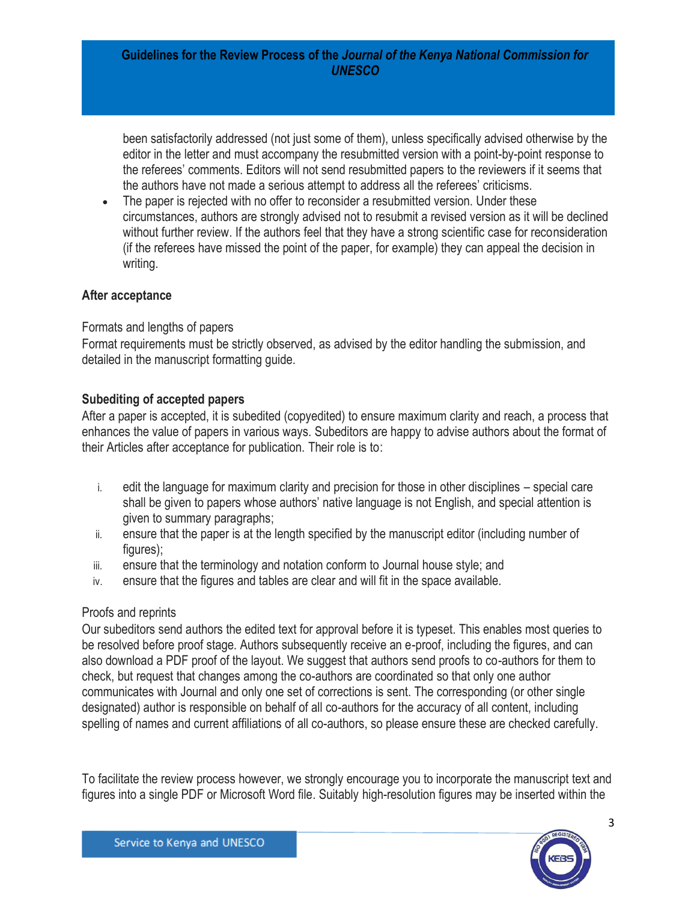been satisfactorily addressed (not just some of them), unless specifically advised otherwise by the editor in the letter and must accompany the resubmitted version with a point-by-point response to the referees' comments. Editors will not send resubmitted papers to the reviewers if it seems that the authors have not made a serious attempt to address all the referees' criticisms.

- The paper is rejected with no offer to reconsider a resubmitted version. Under these circumstances, authors are strongly advised not to resubmit a revised version as it will be declined without further review. If the authors feel that they have a strong scientific case for reconsideration (if the referees have missed the point of the paper, for example) they can appeal the decision in writing.

**After acceptance**

Formats and lengths of papers

Format requirements must be strictly observed, as advised by the editor handling the submission, and detailed in the manuscript formatting guide.

**Subediting of accepted papers**

After a paper is accepted, it is subedited (copyedited) to ensure maximum clarity and reach, a process that enhances the value of papers in various ways. Subeditors are happy to advise authors about the format of their Articles after acceptance for publication. Their role is to:

i. edit the language for maximum clarity and precision for those in other disciplines – special care shall be given to papers whose authors' native language is not English, and special attention is given to summary paragraphs;
ii. ensure that the paper is at the length specified by the manuscript editor (including number of figures);
iii. ensure that the terminology and notation conform to Journal house style; and
iv. ensure that the figures and tables are clear and will fit in the space available.

Proofs and reprints

Our subeditors send authors the edited text for approval before it is typeset. This enables most queries to be resolved before proof stage. Authors subsequently receive an e-proof, including the figures, and can also download a PDF proof of the layout. We suggest that authors send proofs to co-authors for them to check, but request that changes among the co-authors are coordinated so that only one author communicates with Journal and only one set of corrections is sent. The corresponding (or other single designated) author is responsible on behalf of all co-authors for the accuracy of all content, including spelling of names and current affiliations of all co-authors, so please ensure these are checked carefully.

To facilitate the review process however, we strongly encourage you to incorporate the manuscript text and figures into a single PDF or Microsoft Word file. Suitably high-resolution figures may be inserted within the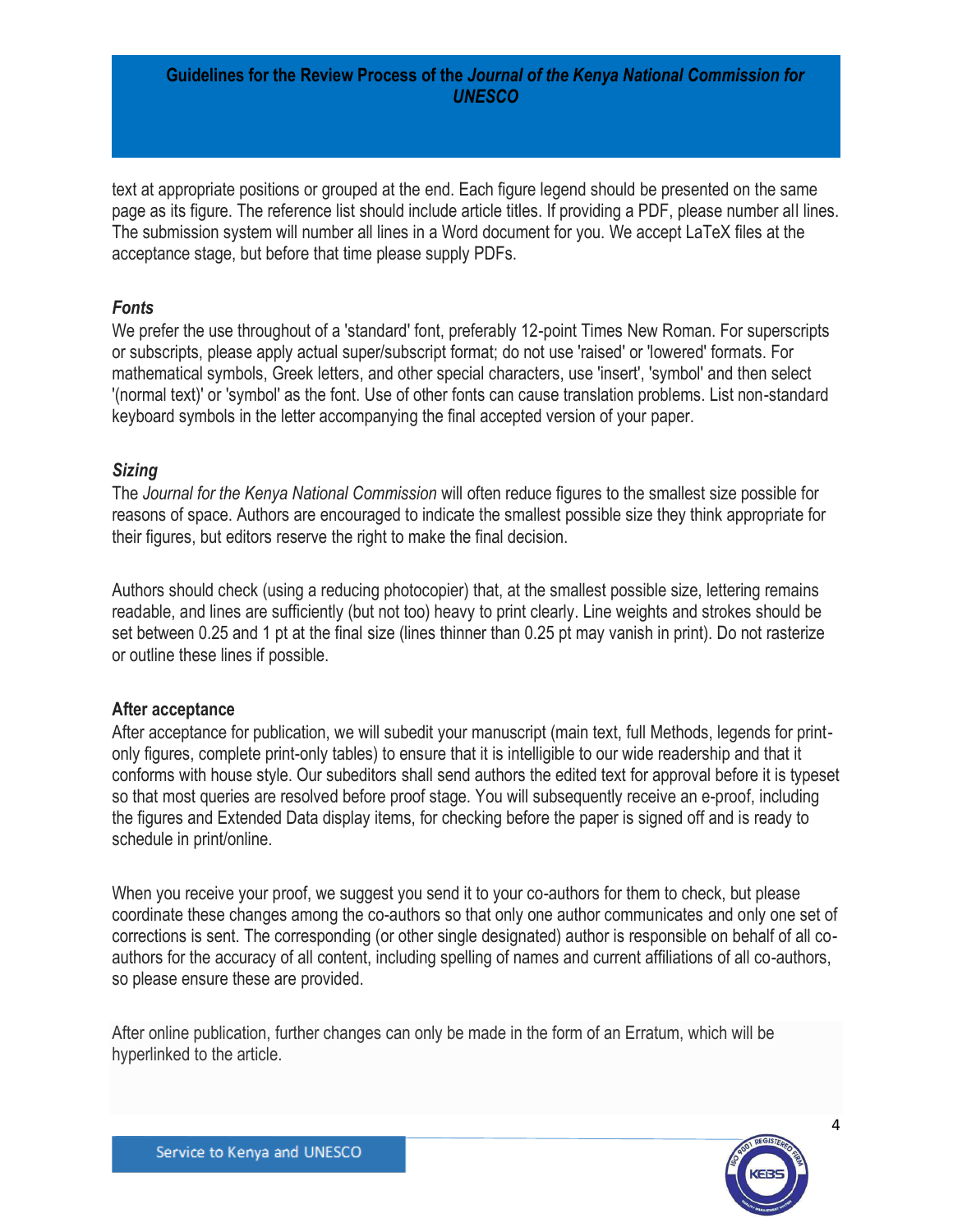text at appropriate positions or grouped at the end. Each figure legend should be presented on the same page as its figure. The reference list should include article titles. If providing a PDF, please number all lines. The submission system will number all lines in a Word document for you. We accept LaTeX files at the acceptance stage, but before that time please supply PDFs.

### *Fonts*

We prefer the use throughout of a 'standard' font, preferably 12-point Times New Roman. For superscripts or subscripts, please apply actual super/subscript format; do not use 'raised' or 'lowered' formats. For mathematical symbols, Greek letters, and other special characters, use 'insert', 'symbol' and then select '(normal text)' or 'symbol' as the font. Use of other fonts can cause translation problems. List non-standard keyboard symbols in the letter accompanying the final accepted version of your paper.

### *Sizing*

The *Journal for the Kenya National Commission* will often reduce figures to the smallest size possible for reasons of space. Authors are encouraged to indicate the smallest possible size they think appropriate for their figures, but editors reserve the right to make the final decision.

Authors should check (using a reducing photocopier) that, at the smallest possible size, lettering remains readable, and lines are sufficiently (but not too) heavy to print clearly. Line weights and strokes should be set between 0.25 and 1 pt at the final size (lines thinner than 0.25 pt may vanish in print). Do not rasterize or outline these lines if possible.

### After acceptance

After acceptance for publication, we will subedit your manuscript (main text, full Methods, legends for print-only figures, complete print-only tables) to ensure that it is intelligible to our wide readership and that it conforms with house style. Our subeditors shall send authors the edited text for approval before it is typeset so that most queries are resolved before proof stage. You will subsequently receive an e-proof, including the figures and Extended Data display items, for checking before the paper is signed off and is ready to schedule in print/online.

When you receive your proof, we suggest you send it to your co-authors for them to check, but please coordinate these changes among the co-authors so that only one author communicates and only one set of corrections is sent. The corresponding (or other single designated) author is responsible on behalf of all co-authors for the accuracy of all content, including spelling of names and current affiliations of all co-authors, so please ensure these are provided.

After online publication, further changes can only be made in the form of an Erratum, which will be hyperlinked to the article.